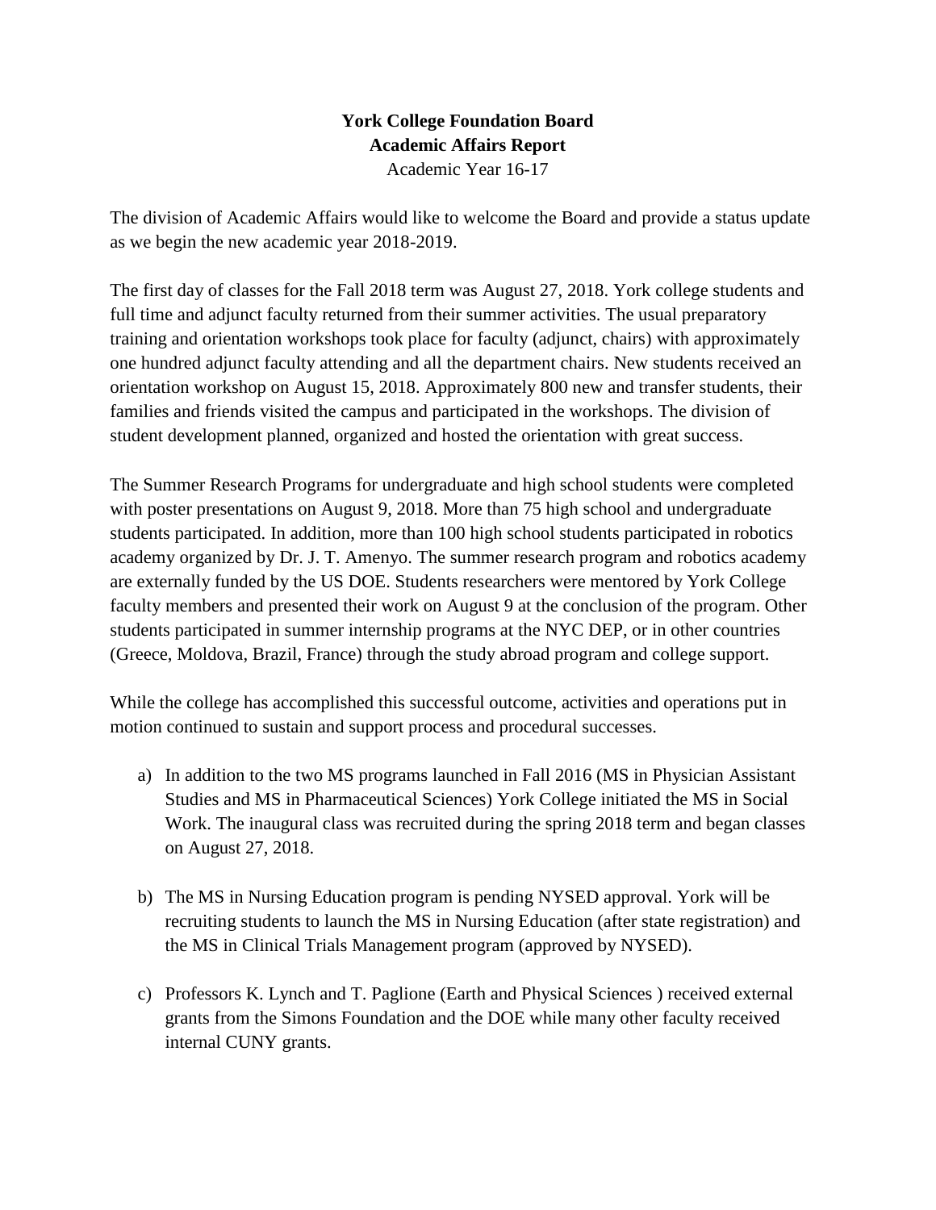**York College Foundation Board**
**Academic Affairs Report**
Academic Year 16-17

The division of Academic Affairs would like to welcome the Board and provide a status update as we begin the new academic year 2018-2019.

The first day of classes for the Fall 2018 term was August 27, 2018. York college students and full time and adjunct faculty returned from their summer activities. The usual preparatory training and orientation workshops took place for faculty (adjunct, chairs) with approximately one hundred adjunct faculty attending and all the department chairs. New students received an orientation workshop on August 15, 2018. Approximately 800 new and transfer students, their families and friends visited the campus and participated in the workshops. The division of student development planned, organized and hosted the orientation with great success.

The Summer Research Programs for undergraduate and high school students were completed with poster presentations on August 9, 2018. More than 75 high school and undergraduate students participated. In addition, more than 100 high school students participated in robotics academy organized by Dr. J. T. Amenyo. The summer research program and robotics academy are externally funded by the US DOE. Students researchers were mentored by York College faculty members and presented their work on August 9 at the conclusion of the program. Other students participated in summer internship programs at the NYC DEP, or in other countries (Greece, Moldova, Brazil, France) through the study abroad program and college support.

While the college has accomplished this successful outcome, activities and operations put in motion continued to sustain and support process and procedural successes.

a) In addition to the two MS programs launched in Fall 2016 (MS in Physician Assistant Studies and MS in Pharmaceutical Sciences) York College initiated the MS in Social Work. The inaugural class was recruited during the spring 2018 term and began classes on August 27, 2018.

b) The MS in Nursing Education program is pending NYSED approval. York will be recruiting students to launch the MS in Nursing Education (after state registration) and the MS in Clinical Trials Management program (approved by NYSED).

c) Professors K. Lynch and T. Paglione (Earth and Physical Sciences ) received external grants from the Simons Foundation and the DOE while many other faculty received internal CUNY grants.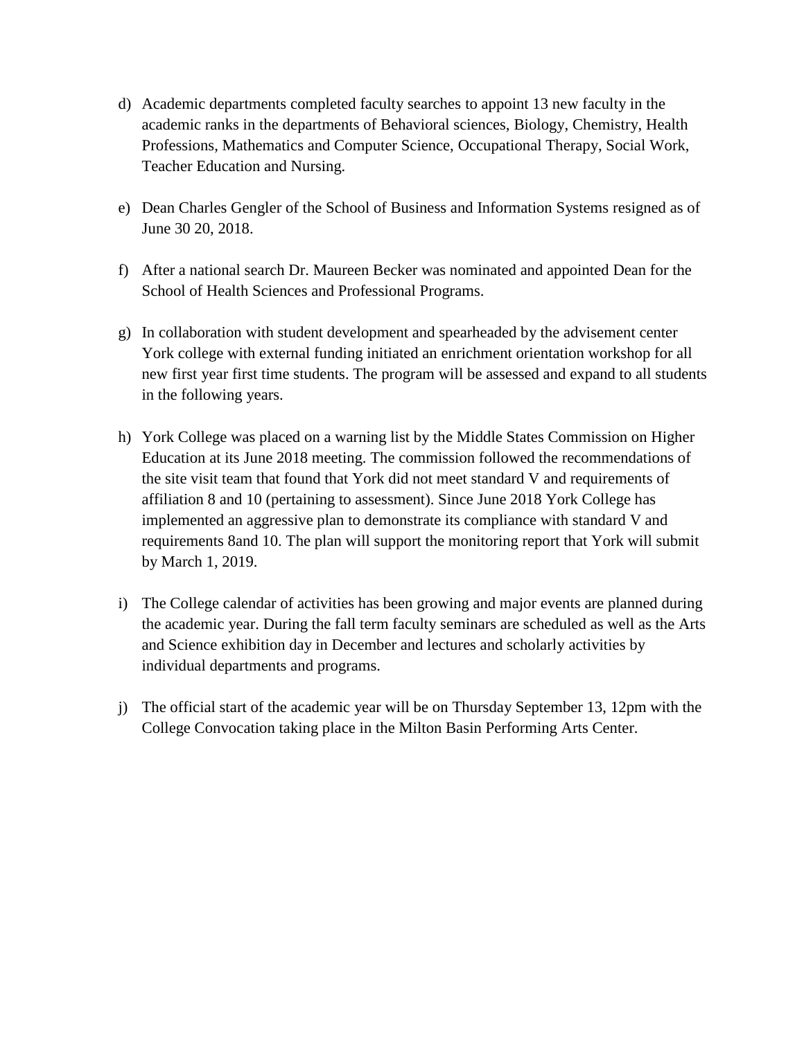d) Academic departments completed faculty searches to appoint 13 new faculty in the academic ranks in the departments of Behavioral sciences, Biology, Chemistry, Health Professions, Mathematics and Computer Science, Occupational Therapy, Social Work, Teacher Education and Nursing.

e) Dean Charles Gengler of the School of Business and Information Systems resigned as of June 30 20, 2018.

f) After a national search Dr. Maureen Becker was nominated and appointed Dean for the School of Health Sciences and Professional Programs.

g) In collaboration with student development and spearheaded by the advisement center York college with external funding initiated an enrichment orientation workshop for all new first year first time students. The program will be assessed and expand to all students in the following years.

h) York College was placed on a warning list by the Middle States Commission on Higher Education at its June 2018 meeting. The commission followed the recommendations of the site visit team that found that York did not meet standard V and requirements of affiliation 8 and 10 (pertaining to assessment). Since June 2018 York College has implemented an aggressive plan to demonstrate its compliance with standard V and requirements 8and 10. The plan will support the monitoring report that York will submit by March 1, 2019.

i) The College calendar of activities has been growing and major events are planned during the academic year. During the fall term faculty seminars are scheduled as well as the Arts and Science exhibition day in December and lectures and scholarly activities by individual departments and programs.

j) The official start of the academic year will be on Thursday September 13, 12pm with the College Convocation taking place in the Milton Basin Performing Arts Center.